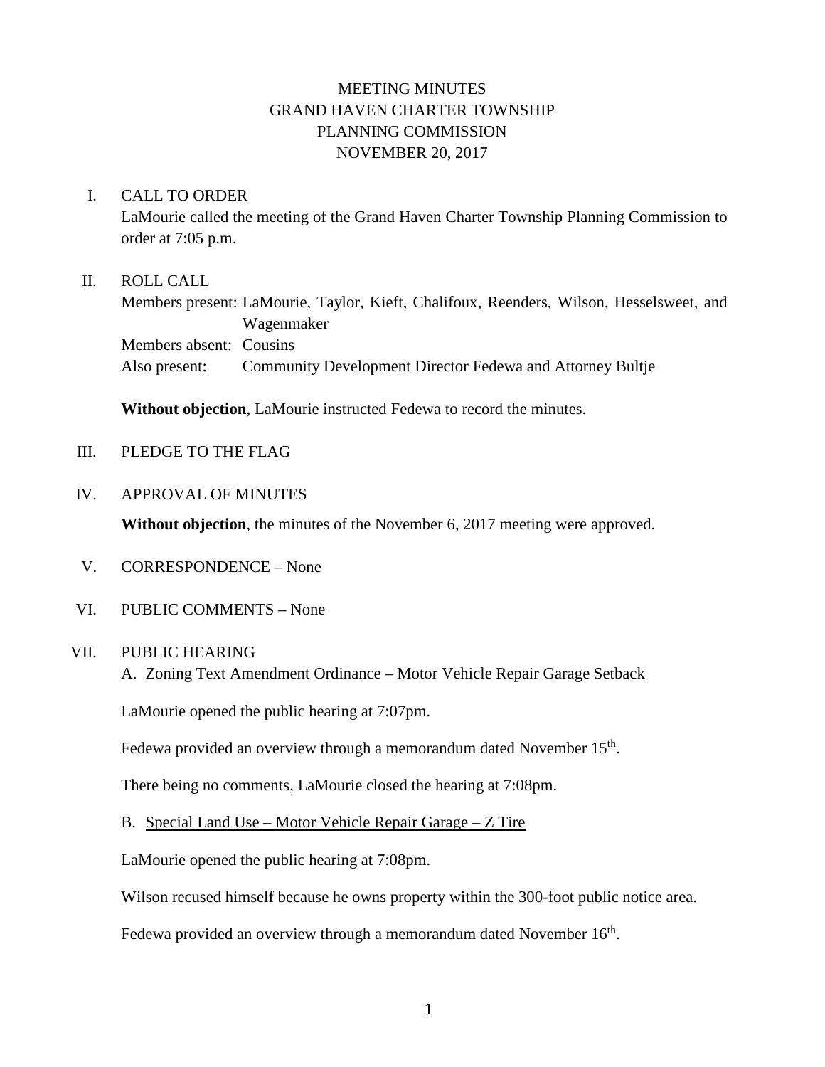# MEETING MINUTES
# GRAND HAVEN CHARTER TOWNSHIP
# PLANNING COMMISSION
# NOVEMBER 20, 2017

I. CALL TO ORDER

LaMourie called the meeting of the Grand Haven Charter Township Planning Commission to order at 7:05 p.m.

II. ROLL CALL

Members present: LaMourie, Taylor, Kieft, Chalifoux, Reenders, Wilson, Hesselsweet, and Wagenmaker
Members absent: Cousins
Also present: Community Development Director Fedewa and Attorney Bultje

**Without objection**, LaMourie instructed Fedewa to record the minutes.

III. PLEDGE TO THE FLAG

IV. APPROVAL OF MINUTES

**Without objection**, the minutes of the November 6, 2017 meeting were approved.

V. CORRESPONDENCE – None

VI. PUBLIC COMMENTS – None

VII. PUBLIC HEARING

A. <u>Zoning Text Amendment Ordinance – Motor Vehicle Repair Garage Setback</u>

LaMourie opened the public hearing at 7:07pm.

Fedewa provided an overview through a memorandum dated November 15th.

There being no comments, LaMourie closed the hearing at 7:08pm.

B. <u>Special Land Use – Motor Vehicle Repair Garage – Z Tire</u>

LaMourie opened the public hearing at 7:08pm.

Wilson recused himself because he owns property within the 300-foot public notice area.

Fedewa provided an overview through a memorandum dated November 16th.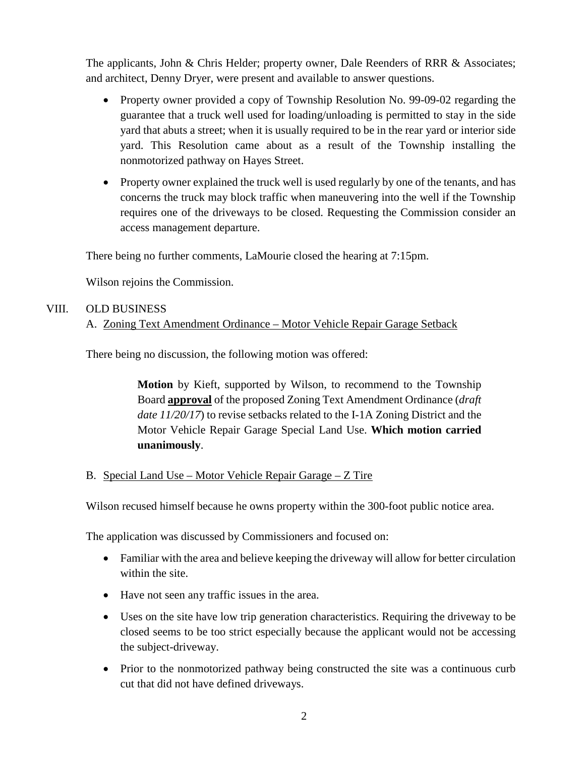The applicants, John & Chris Helder; property owner, Dale Reenders of RRR & Associates; and architect, Denny Dryer, were present and available to answer questions.

- Property owner provided a copy of Township Resolution No. 99-09-02 regarding the guarantee that a truck well used for loading/unloading is permitted to stay in the side yard that abuts a street; when it is usually required to be in the rear yard or interior side yard. This Resolution came about as a result of the Township installing the nonmotorized pathway on Hayes Street.
- Property owner explained the truck well is used regularly by one of the tenants, and has concerns the truck may block traffic when maneuvering into the well if the Township requires one of the driveways to be closed. Requesting the Commission consider an access management departure.

There being no further comments, LaMourie closed the hearing at 7:15pm.

Wilson rejoins the Commission.

VIII. OLD BUSINESS

A. <u>Zoning Text Amendment Ordinance – Motor Vehicle Repair Garage Setback</u>

There being no discussion, the following motion was offered:

> **Motion** by Kieft, supported by Wilson, to recommend to the Township Board <u>**approval**</u> of the proposed Zoning Text Amendment Ordinance (*draft date 11/20/17*) to revise setbacks related to the I-1A Zoning District and the Motor Vehicle Repair Garage Special Land Use. **Which motion carried unanimously**.

B. <u>Special Land Use – Motor Vehicle Repair Garage – Z Tire</u>

Wilson recused himself because he owns property within the 300-foot public notice area.

The application was discussed by Commissioners and focused on:

- Familiar with the area and believe keeping the driveway will allow for better circulation within the site.
- Have not seen any traffic issues in the area.
- Uses on the site have low trip generation characteristics. Requiring the driveway to be closed seems to be too strict especially because the applicant would not be accessing the subject-driveway.
- Prior to the nonmotorized pathway being constructed the site was a continuous curb cut that did not have defined driveways.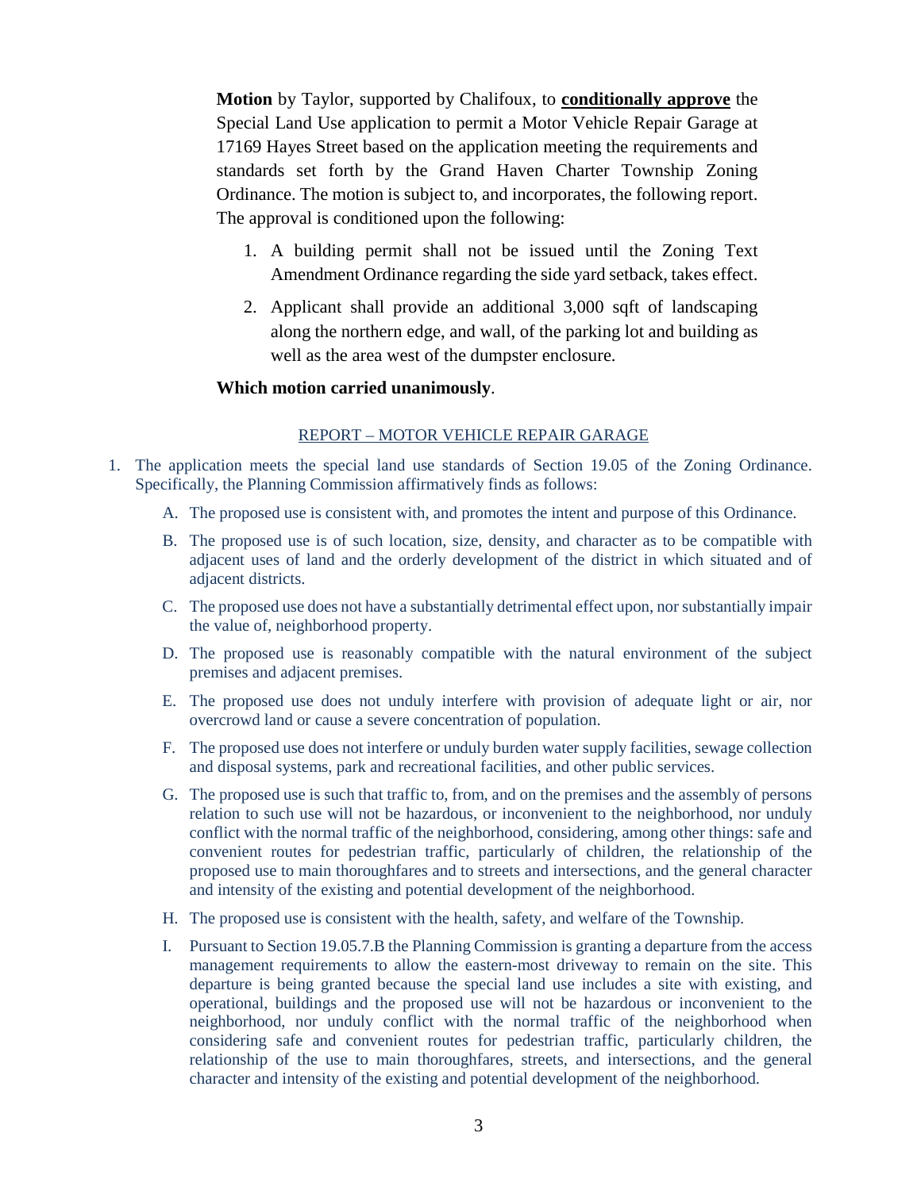**Motion** by Taylor, supported by Chalifoux, to **conditionally approve** the Special Land Use application to permit a Motor Vehicle Repair Garage at 17169 Hayes Street based on the application meeting the requirements and standards set forth by the Grand Haven Charter Township Zoning Ordinance. The motion is subject to, and incorporates, the following report. The approval is conditioned upon the following:

1. A building permit shall not be issued until the Zoning Text Amendment Ordinance regarding the side yard setback, takes effect.
2. Applicant shall provide an additional 3,000 sqft of landscaping along the northern edge, and wall, of the parking lot and building as well as the area west of the dumpster enclosure.

**Which motion carried unanimously**.

REPORT – MOTOR VEHICLE REPAIR GARAGE

1. The application meets the special land use standards of Section 19.05 of the Zoning Ordinance. Specifically, the Planning Commission affirmatively finds as follows:
   - A. The proposed use is consistent with, and promotes the intent and purpose of this Ordinance.
   - B. The proposed use is of such location, size, density, and character as to be compatible with adjacent uses of land and the orderly development of the district in which situated and of adjacent districts.
   - C. The proposed use does not have a substantially detrimental effect upon, nor substantially impair the value of, neighborhood property.
   - D. The proposed use is reasonably compatible with the natural environment of the subject premises and adjacent premises.
   - E. The proposed use does not unduly interfere with provision of adequate light or air, nor overcrowd land or cause a severe concentration of population.
   - F. The proposed use does not interfere or unduly burden water supply facilities, sewage collection and disposal systems, park and recreational facilities, and other public services.
   - G. The proposed use is such that traffic to, from, and on the premises and the assembly of persons relation to such use will not be hazardous, or inconvenient to the neighborhood, nor unduly conflict with the normal traffic of the neighborhood, considering, among other things: safe and convenient routes for pedestrian traffic, particularly of children, the relationship of the proposed use to main thoroughfares and to streets and intersections, and the general character and intensity of the existing and potential development of the neighborhood.
   - H. The proposed use is consistent with the health, safety, and welfare of the Township.
   - I. Pursuant to Section 19.05.7.B the Planning Commission is granting a departure from the access management requirements to allow the eastern-most driveway to remain on the site. This departure is being granted because the special land use includes a site with existing, and operational, buildings and the proposed use will not be hazardous or inconvenient to the neighborhood, nor unduly conflict with the normal traffic of the neighborhood when considering safe and convenient routes for pedestrian traffic, particularly children, the relationship of the use to main thoroughfares, streets, and intersections, and the general character and intensity of the existing and potential development of the neighborhood.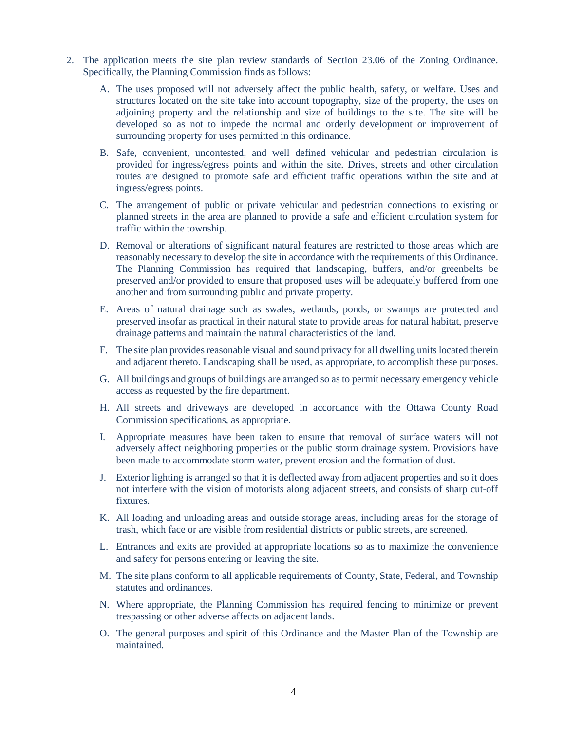2. The application meets the site plan review standards of Section 23.06 of the Zoning Ordinance. Specifically, the Planning Commission finds as follows:

    A. The uses proposed will not adversely affect the public health, safety, or welfare. Uses and structures located on the site take into account topography, size of the property, the uses on adjoining property and the relationship and size of buildings to the site. The site will be developed so as not to impede the normal and orderly development or improvement of surrounding property for uses permitted in this ordinance.

    B. Safe, convenient, uncontested, and well defined vehicular and pedestrian circulation is provided for ingress/egress points and within the site. Drives, streets and other circulation routes are designed to promote safe and efficient traffic operations within the site and at ingress/egress points.

    C. The arrangement of public or private vehicular and pedestrian connections to existing or planned streets in the area are planned to provide a safe and efficient circulation system for traffic within the township.

    D. Removal or alterations of significant natural features are restricted to those areas which are reasonably necessary to develop the site in accordance with the requirements of this Ordinance. The Planning Commission has required that landscaping, buffers, and/or greenbelts be preserved and/or provided to ensure that proposed uses will be adequately buffered from one another and from surrounding public and private property.

    E. Areas of natural drainage such as swales, wetlands, ponds, or swamps are protected and preserved insofar as practical in their natural state to provide areas for natural habitat, preserve drainage patterns and maintain the natural characteristics of the land.

    F. The site plan provides reasonable visual and sound privacy for all dwelling units located therein and adjacent thereto. Landscaping shall be used, as appropriate, to accomplish these purposes.

    G. All buildings and groups of buildings are arranged so as to permit necessary emergency vehicle access as requested by the fire department.

    H. All streets and driveways are developed in accordance with the Ottawa County Road Commission specifications, as appropriate.

    I. Appropriate measures have been taken to ensure that removal of surface waters will not adversely affect neighboring properties or the public storm drainage system. Provisions have been made to accommodate storm water, prevent erosion and the formation of dust.

    J. Exterior lighting is arranged so that it is deflected away from adjacent properties and so it does not interfere with the vision of motorists along adjacent streets, and consists of sharp cut-off fixtures.

    K. All loading and unloading areas and outside storage areas, including areas for the storage of trash, which face or are visible from residential districts or public streets, are screened.

    L. Entrances and exits are provided at appropriate locations so as to maximize the convenience and safety for persons entering or leaving the site.

    M. The site plans conform to all applicable requirements of County, State, Federal, and Township statutes and ordinances.

    N. Where appropriate, the Planning Commission has required fencing to minimize or prevent trespassing or other adverse affects on adjacent lands.

    O. The general purposes and spirit of this Ordinance and the Master Plan of the Township are maintained.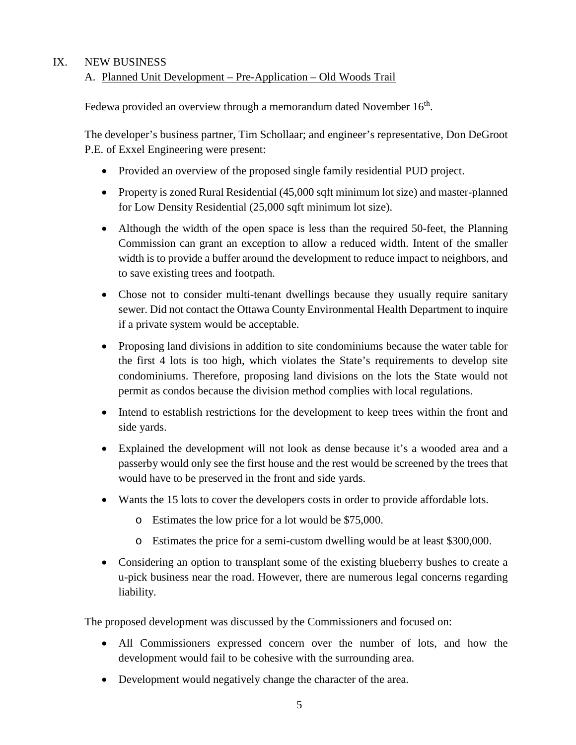## IX. NEW BUSINESS

### A. Planned Unit Development – Pre-Application – Old Woods Trail

Fedewa provided an overview through a memorandum dated November 16th.

The developer's business partner, Tim Schollaar; and engineer's representative, Don DeGroot P.E. of Exxel Engineering were present:

- Provided an overview of the proposed single family residential PUD project.
- Property is zoned Rural Residential (45,000 sqft minimum lot size) and master-planned for Low Density Residential (25,000 sqft minimum lot size).
- Although the width of the open space is less than the required 50-feet, the Planning Commission can grant an exception to allow a reduced width. Intent of the smaller width is to provide a buffer around the development to reduce impact to neighbors, and to save existing trees and footpath.
- Chose not to consider multi-tenant dwellings because they usually require sanitary sewer. Did not contact the Ottawa County Environmental Health Department to inquire if a private system would be acceptable.
- Proposing land divisions in addition to site condominiums because the water table for the first 4 lots is too high, which violates the State's requirements to develop site condominiums. Therefore, proposing land divisions on the lots the State would not permit as condos because the division method complies with local regulations.
- Intend to establish restrictions for the development to keep trees within the front and side yards.
- Explained the development will not look as dense because it's a wooded area and a passerby would only see the first house and the rest would be screened by the trees that would have to be preserved in the front and side yards.
- Wants the 15 lots to cover the developers costs in order to provide affordable lots.
  - Estimates the low price for a lot would be $75,000.
  - Estimates the price for a semi-custom dwelling would be at least $300,000.
- Considering an option to transplant some of the existing blueberry bushes to create a u-pick business near the road. However, there are numerous legal concerns regarding liability.

The proposed development was discussed by the Commissioners and focused on:

- All Commissioners expressed concern over the number of lots, and how the development would fail to be cohesive with the surrounding area.
- Development would negatively change the character of the area.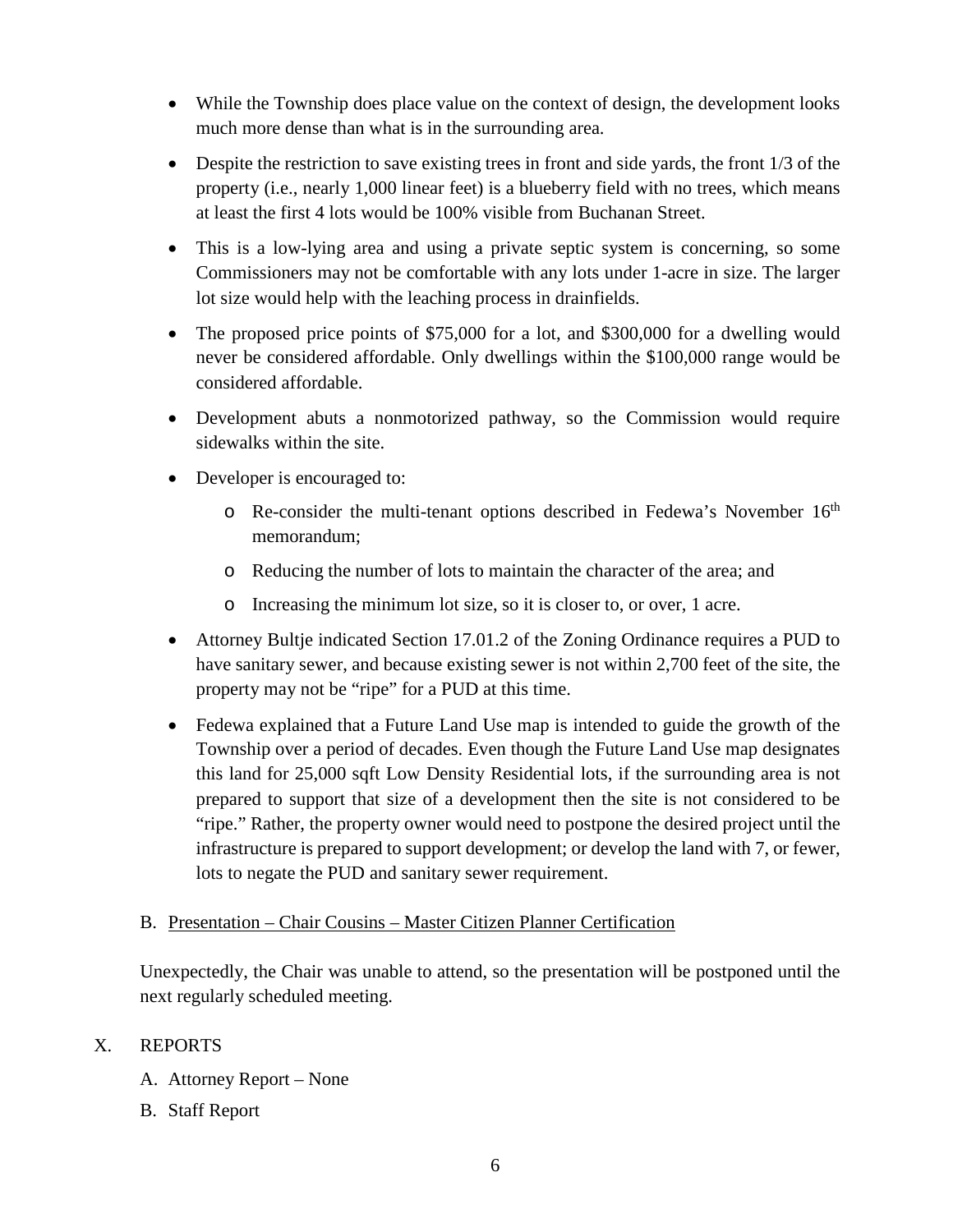- While the Township does place value on the context of design, the development looks much more dense than what is in the surrounding area.
- Despite the restriction to save existing trees in front and side yards, the front 1/3 of the property (i.e., nearly 1,000 linear feet) is a blueberry field with no trees, which means at least the first 4 lots would be 100% visible from Buchanan Street.
- This is a low-lying area and using a private septic system is concerning, so some Commissioners may not be comfortable with any lots under 1-acre in size. The larger lot size would help with the leaching process in drainfields.
- The proposed price points of $75,000 for a lot, and $300,000 for a dwelling would never be considered affordable. Only dwellings within the $100,000 range would be considered affordable.
- Development abuts a nonmotorized pathway, so the Commission would require sidewalks within the site.
- Developer is encouraged to:
  - Re-consider the multi-tenant options described in Fedewa's November 16th memorandum;
  - Reducing the number of lots to maintain the character of the area; and
  - Increasing the minimum lot size, so it is closer to, or over, 1 acre.
- Attorney Bultje indicated Section 17.01.2 of the Zoning Ordinance requires a PUD to have sanitary sewer, and because existing sewer is not within 2,700 feet of the site, the property may not be "ripe" for a PUD at this time.
- Fedewa explained that a Future Land Use map is intended to guide the growth of the Township over a period of decades. Even though the Future Land Use map designates this land for 25,000 sqft Low Density Residential lots, if the surrounding area is not prepared to support that size of a development then the site is not considered to be "ripe." Rather, the property owner would need to postpone the desired project until the infrastructure is prepared to support development; or develop the land with 7, or fewer, lots to negate the PUD and sanitary sewer requirement.

B. Presentation – Chair Cousins – Master Citizen Planner Certification

Unexpectedly, the Chair was unable to attend, so the presentation will be postponed until the next regularly scheduled meeting.

## X. REPORTS

A. Attorney Report – None

B. Staff Report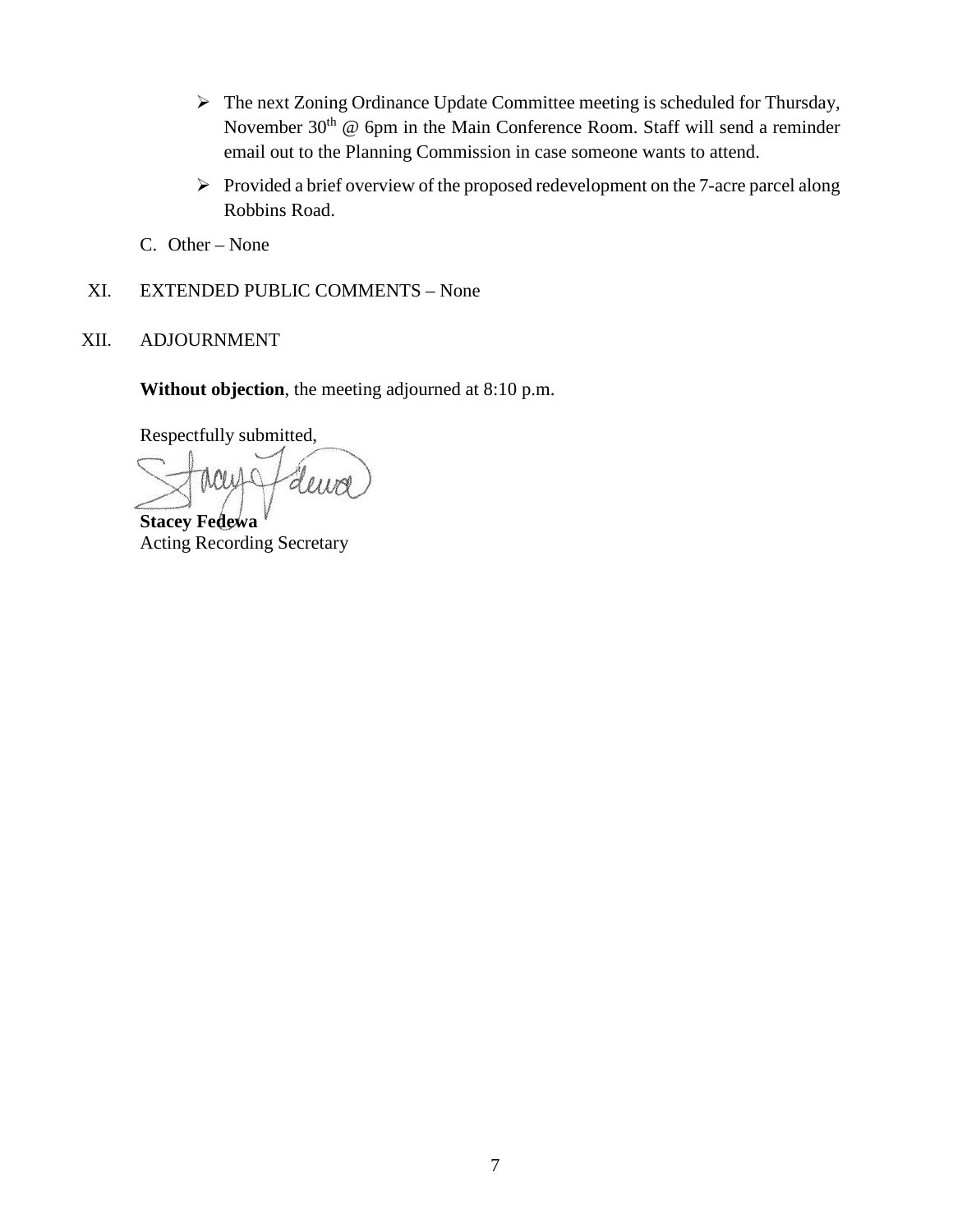- The next Zoning Ordinance Update Committee meeting is scheduled for Thursday, November 30th @ 6pm in the Main Conference Room. Staff will send a reminder email out to the Planning Commission in case someone wants to attend.
- Provided a brief overview of the proposed redevelopment on the 7-acre parcel along Robbins Road.

C. Other – None

XI. EXTENDED PUBLIC COMMENTS – None

XII. ADJOURNMENT

**Without objection**, the meeting adjourned at 8:10 p.m.

Respectfully submitted,

**Stacey Fedewa**
Acting Recording Secretary